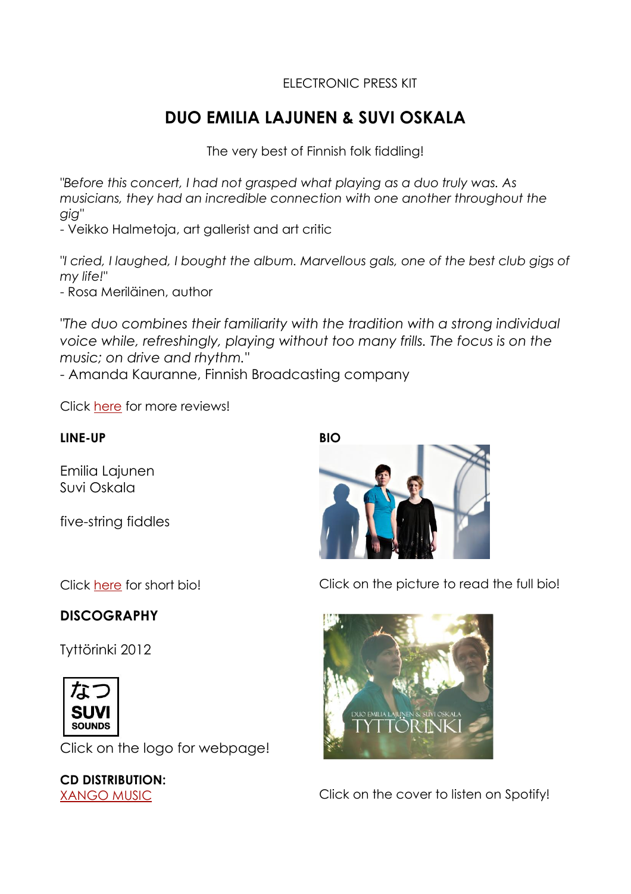ELECTRONIC PRESS KIT

# DUO EMILIA LAJUNEN & SUVI OSKALA

The very best of Finnish folk fiddling!

*"Before this concert, I had not grasped what playing as a duo truly was. As musicians, they had an incredible connection with one another throughout the gig"*
- Veikko Halmetoja, art gallerist and art critic

*"I cried, I laughed, I bought the album. Marvellous gals, one of the best club gigs of my life!"*
- Rosa Meriläinen, author

*"The duo combines their familiarity with the tradition with a strong individual voice while, refreshingly, playing without too many frills. The focus is on the music; on drive and rhythm."*
- Amanda Kauranne, Finnish Broadcasting company

Click here for more reviews!

**LINE-UP**

Emilia Lajunen
Suvi Oskala

five-string fiddles

Click here for short bio!

**BIO**

Click on the picture to read the full bio!

**DISCOGRAPHY**

Tyttörinki 2012

なつ SUVI SOUNDS

Click on the logo for webpage!

Click on the cover to listen on Spotify!

**CD DISTRIBUTION:**
XANGO MUSIC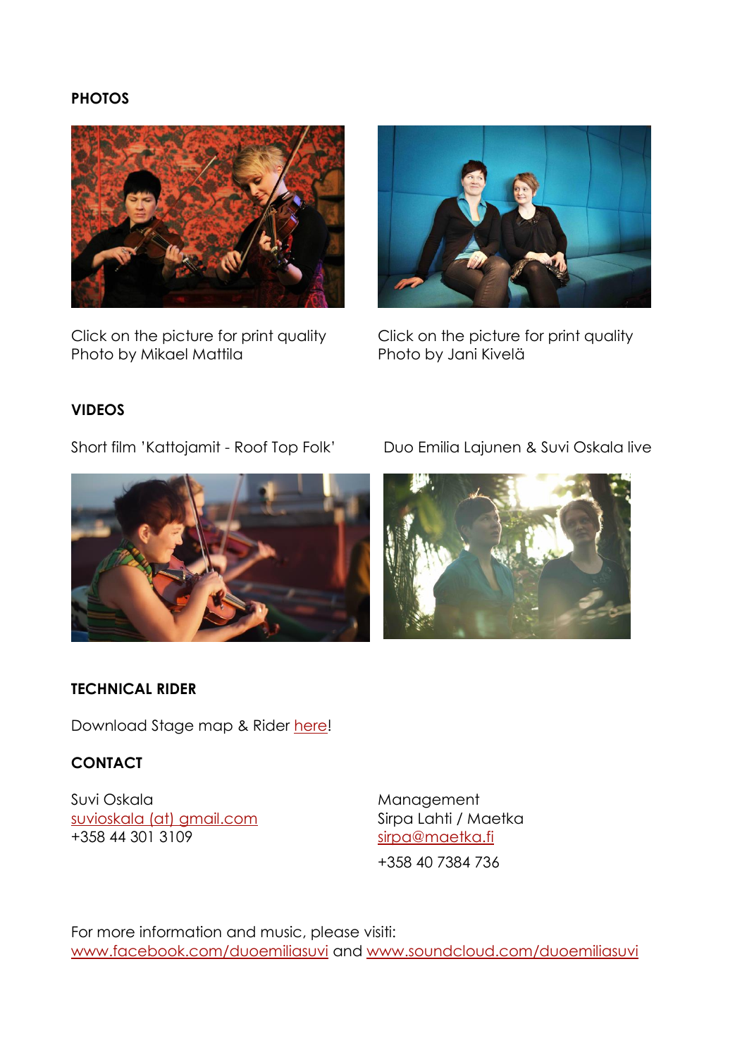## PHOTOS

Click on the picture for print quality
Photo by Mikael Mattila

Click on the picture for print quality
Photo by Jani Kivelä

## VIDEOS

Short film 'Kattojamit - Roof Top Folk'

Duo Emilia Lajunen & Suvi Oskala live

## TECHNICAL RIDER

Download Stage map & Rider here!

## CONTACT

Suvi Oskala
suvioskala (at) gmail.com
+358 44 301 3109

Management
Sirpa Lahti / Maetka
sirpa@maetka.fi

+358 40 7384 736

For more information and music, please visiti:
www.facebook.com/duoemiliasuvi and www.soundcloud.com/duoemiliasuvi